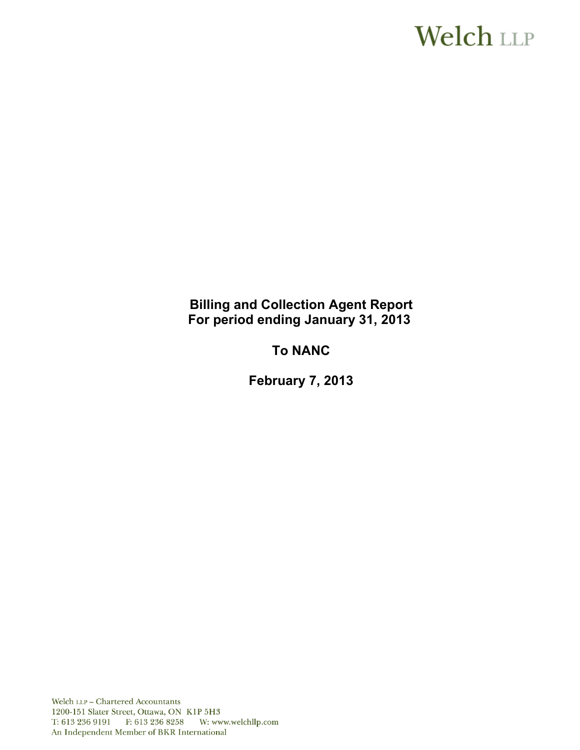Welch LLP

**Billing and Collection Agent Report**
**For period ending January 31, 2013**

**To NANC**

**February 7, 2013**

Welch LLP – Chartered Accountants
1200-151 Slater Street, Ottawa, ON K1P 5H3
T: 613 236 9191 F: 613 236 8258 W: www.welchllp.com
An Independent Member of BKR International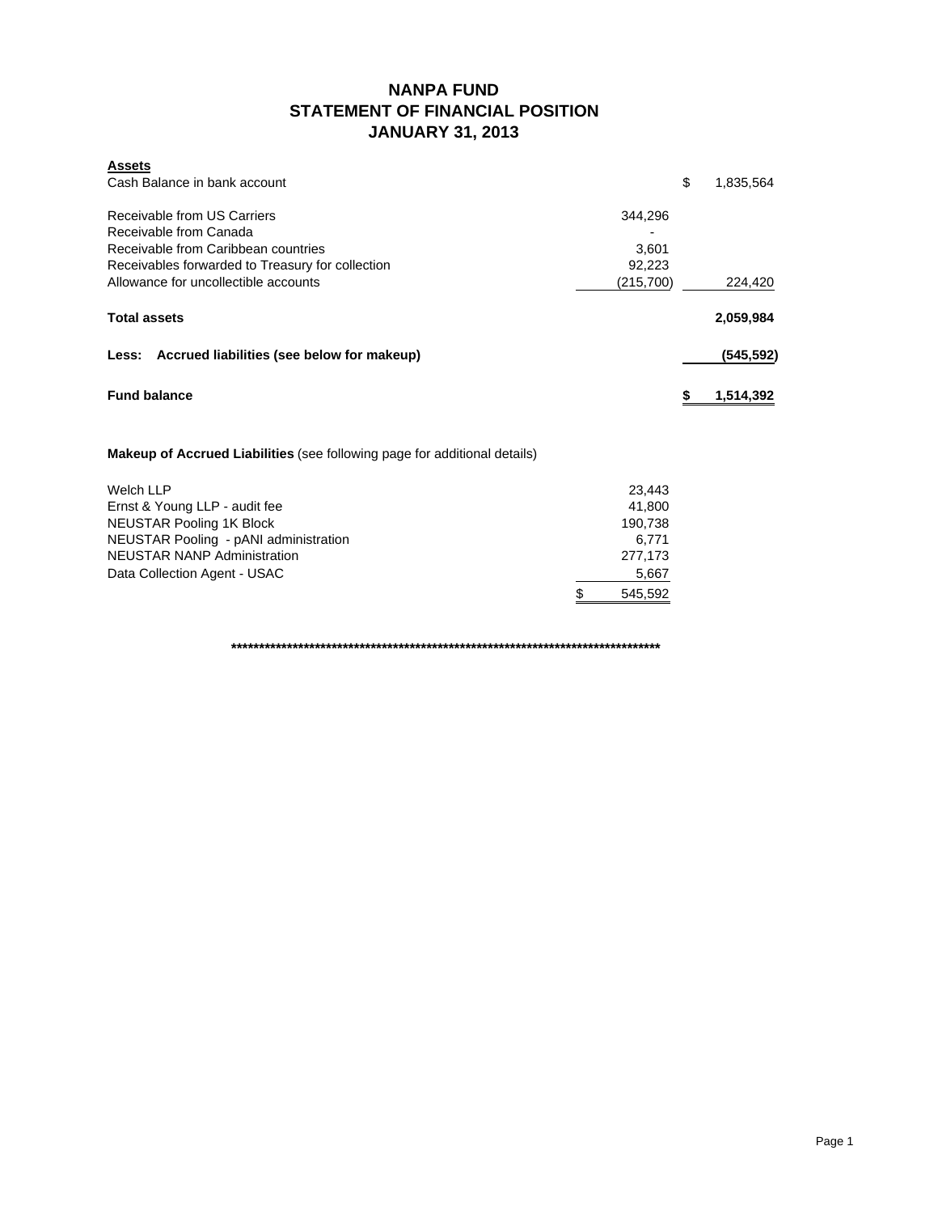# NANPA FUND
## STATEMENT OF FINANCIAL POSITION
## JANUARY 31, 2013

| **Assets** | | |
|---|---|---|
| Cash Balance in bank account | | $ 1,835,564 |
| | | |
| Receivable from US Carriers | 344,296 | |
| Receivable from Canada | - | |
| Receivable from Caribbean countries | 3,601 | |
| Receivables forwarded to Treasury for collection | 92,223 | |
| Allowance for uncollectible accounts | (215,700) | 224,420 |
| | | |
| **Total assets** | | **2,059,984** |
| | | |
| **Less: Accrued liabilities (see below for makeup)** | | **(545,592)** |
| | | |
| **Fund balance** | | **$ 1,514,392** |

**Makeup of Accrued Liabilities** (see following page for additional details)

| | |
|---|---|
| Welch LLP | 23,443 |
| Ernst & Young LLP - audit fee | 41,800 |
| NEUSTAR Pooling 1K Block | 190,738 |
| NEUSTAR Pooling - pANI administration | 6,771 |
| NEUSTAR NANP Administration | 277,173 |
| Data Collection Agent - USAC | 5,667 |
| | $ 545,592 |

**********************************************************************************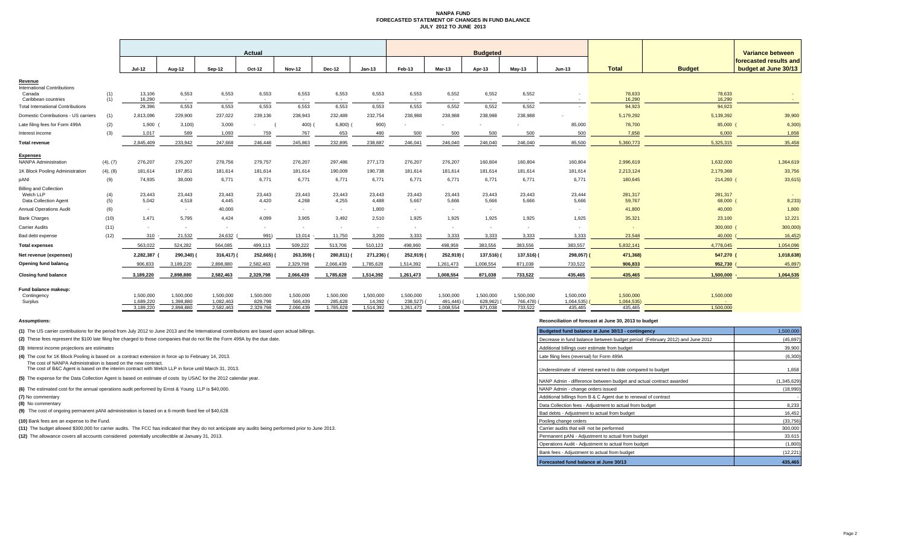# NANPA FUND
## FORECASTED STATEMENT OF CHANGES IN FUND BALANCE
### JULY 2012 TO JUNE 2013

| | | Actual | | | | | | | Budgeted | | | | | | | Variance between forecasted results and budget at June 30/13 |
|---|---|---|---|---|---|---|---|---|---|---|---|---|---|---|---|---|
| | | Jul-12 | Aug-12 | Sep-12 | Oct-12 | Nov-12 | Dec-12 | Jan-13 | Feb-13 | Mar-13 | Apr-13 | May-13 | Jun-13 | Total | Budget | |
| **Revenue** | | | | | | | | | | | | | | | | |
| International Contributions | | | | | | | | | | | | | | | | |
| Canada | (1) | 13,106 | 6,553 | 6,553 | 6,553 | 6,553 | 6,553 | 6,553 | 6,553 | 6,552 | 6,552 | 6,552 | - | 78,633 | 78,633 | - |
| Caribbean countries | (1) | 16,290 | - | - | - | - | - | - | - | - | - | - | - | 16,290 | 16,290 | - |
| Total International Contributions | | 29,396 | 6,553 | 6,553 | 6,553 | 6,553 | 6,553 | 6,553 | 6,553 | 6,552 | 6,552 | 6,552 | - | 94,923 | 94,923 | - |
| Domestic Contributions - US carriers | (1) | 2,813,096 | 229,900 | 237,022 | 239,136 | 238,943 | 232,489 | 232,754 | 238,988 | 238,988 | 238,988 | 238,988 | - | 5,179,292 | 5,139,392 | 39,900 |
| Late filing fees for Form 499A | (2) | 1,900 | (3,100) | 3,000 | - | (400) | (6,800) | (900) | - | - | - | - | 85,000 | 78,700 | 85,000 | (6,300) |
| Interest income | (3) | 1,017 | 589 | 1,093 | 759 | 767 | 653 | 480 | 500 | 500 | 500 | 500 | 500 | 7,858 | 6,000 | 1,858 |
| **Total revenue** | | 2,845,409 | 233,942 | 247,668 | 246,448 | 245,863 | 232,895 | 238,887 | 246,041 | 246,040 | 246,040 | 246,040 | 85,500 | 5,360,773 | 5,325,315 | 35,458 |
| **Expenses** | | | | | | | | | | | | | | | | |
| NANPA Administration | (4), (7) | 276,207 | 276,207 | 278,756 | 279,757 | 276,207 | 297,486 | 277,173 | 276,207 | 276,207 | 160,804 | 160,804 | 160,804 | 2,996,619 | 1,632,000 | 1,364,619 |
| 1K Block Pooling Administration | (4), (8) | 181,614 | 197,851 | 181,614 | 181,614 | 181,614 | 190,009 | 190,738 | 181,614 | 181,614 | 181,614 | 181,614 | 181,614 | 2,213,124 | 2,179,368 | 33,756 |
| pANI | (9) | 74,935 | 38,000 | 6,771 | 6,771 | 6,771 | 6,771 | 6,771 | 6,771 | 6,771 | 6,771 | 6,771 | 6,771 | 180,645 | 214,260 | (33,615) |
| Billing and Collection | | | | | | | | | | | | | | | | |
| Welch LLP | (4) | 23,443 | 23,443 | 23,443 | 23,443 | 23,443 | 23,443 | 23,443 | 23,443 | 23,443 | 23,443 | 23,443 | 23,444 | 281,317 | 281,317 | - |
| Data Collection Agent | (5) | 5,042 | 4,518 | 4,445 | 4,420 | 4,268 | 4,255 | 4,488 | 5,667 | 5,666 | 5,666 | 5,666 | 5,666 | 59,767 | 68,000 | (8,233) |
| Annual Operations Audit | (6) | - | - | 40,000 | - | - | - | 1,800 | - | - | - | - | - | 41,800 | 40,000 | 1,800 |
| Bank Charges | (10) | 1,471 | 5,795 | 4,424 | 4,099 | 3,905 | 3,492 | 2,510 | 1,925 | 1,925 | 1,925 | 1,925 | 1,925 | 35,321 | 23,100 | 12,221 |
| Carrier Audits | (11) | - | - | - | - | - | - | - | - | - | - | - | - | - | 300,000 | (300,000) |
| Bad debt expense | (12) | 310 | 21,532 | 24,632 | (991) | 13,014 | 11,750 | 3,200 | 3,333 | 3,333 | 3,333 | 3,333 | 3,333 | 23,548 | 40,000 | (16,452) |
| **Total expenses** | | 563,022 | 524,282 | 564,085 | 499,113 | 509,222 | 513,706 | 510,123 | 498,960 | 498,959 | 383,556 | 383,556 | 383,557 | 5,832,141 | 4,778,045 | 1,054,096 |
| **Net revenue (expenses)** | | 2,282,387 | (290,340) | (316,417) | (252,665) | (263,359) | (280,811) | (271,236) | (252,919) | (252,919) | (137,516) | (137,516) | (298,057) | (471,368) | 547,270 | (1,018,638) |
| **Opening fund balance** | | 906,833 | 3,189,220 | 2,898,880 | 2,582,463 | 2,329,798 | 2,066,439 | 1,785,628 | 1,514,392 | 1,261,473 | 1,008,554 | 871,038 | 733,522 | 906,833 | 952,730 | (45,897) |
| **Closing fund balance** | | 3,189,220 | 2,898,880 | 2,582,463 | 2,329,798 | 2,066,439 | 1,785,628 | 1,514,392 | 1,261,473 | 1,008,554 | 871,038 | 733,522 | 435,465 | 435,465 | 1,500,000 | 1,064,535 |
| **Fund balance makeup:** | | | | | | | | | | | | | | | | |
| Contingency | | 1,500,000 | 1,500,000 | 1,500,000 | 1,500,000 | 1,500,000 | 1,500,000 | 1,500,000 | 1,500,000 | 1,500,000 | 1,500,000 | 1,500,000 | 1,500,000 | 1,500,000 | 1,500,000 | |
| Surplus | | 1,689,220 | 1,398,880 | 1,082,463 | 829,798 | 566,439 | 285,628 | 14,392 | (238,527) | (491,446) | (628,962) | (766,478) | (1,064,535) | (1,064,535) | - | |
| | | 3,189,220 | 2,898,880 | 2,582,463 | 2,329,798 | 2,066,439 | 1,785,628 | 1,514,392 | 1,261,473 | 1,008,554 | 871,038 | 733,522 | 435,465 | 435,465 | 1,500,000 | |

**Assumptions:**

**(1)** The US carrier contributions for the period from July 2012 to June 2013 and the International contributions are based upon actual billings.

**(2)** These fees represent the $100 late filing fee charged to those companies that do not file the Form 499A by the due date.

**(3)** Interest income projections are estimates

**(4)** The cost for 1K Block Pooling is based on a contract extension in force up to February 14, 2013.
The cost of NANPA Administration is based on the new contract.
The cost of B&C Agent is based on the interim contract with Welch LLP in force until March 31, 2013.

**(5)** The expense for the Data Collection Agent is based on estimate of costs by USAC for the 2012 calendar year.

**(6)** The estimated cost for the annual operations audit performed by Ernst & Young LLP is $40,000.

**(7)** No commentary

**(8)** No commentary

**(9)** The cost of ongoing permanent pANI administration is based on a 6-month fixed fee of $40,628

**(10)** Bank fees are an expense to the Fund.

**(11)** The budget allowed $300,000 for carrier audits. The FCC has indicated that they do not anticipate any audits being performed prior to June 2013.

**(12)** The allowance covers all accounts considered potentially uncollectible at January 31, 2013.

**Reconciliation of forecast at June 30, 2013 to budget**

| | |
|---|---|
| **Budgeted fund balance at June 30/13 - contingency** | 1,500,000 |
| Decrease in fund balance between budget period (February 2012) and June 2012 | (45,897) |
| Additional billings over estimate from budget | 39,900 |
| Late filing fees (reversal) for Form 499A | (6,300) |
| Underestimate of interest earned to date compared to budget | 1,858 |
| NANP Admin - difference between budget and actual contract awarded | (1,345,629) |
| NANP Admin - change orders issued | (18,990) |
| Additional billings from B & C Agent due to renewal of contract | - |
| Data Collection fees - Adjustment to actual from budget | 8,233 |
| Bad debts - Adjustment to actual from budget | 16,452 |
| Pooling change orders | (33,756) |
| Carrier audits that will not be performed | 300,000 |
| Permanent pANi - Adjustment to actual from budget | 33,615 |
| Operations Audit - Adjustment to actual from budget | (1,800) |
| Bank fees - Adjustment to actual from budget | (12,221) |
| **Forecasted fund balance at June 30/13** | **435,465** |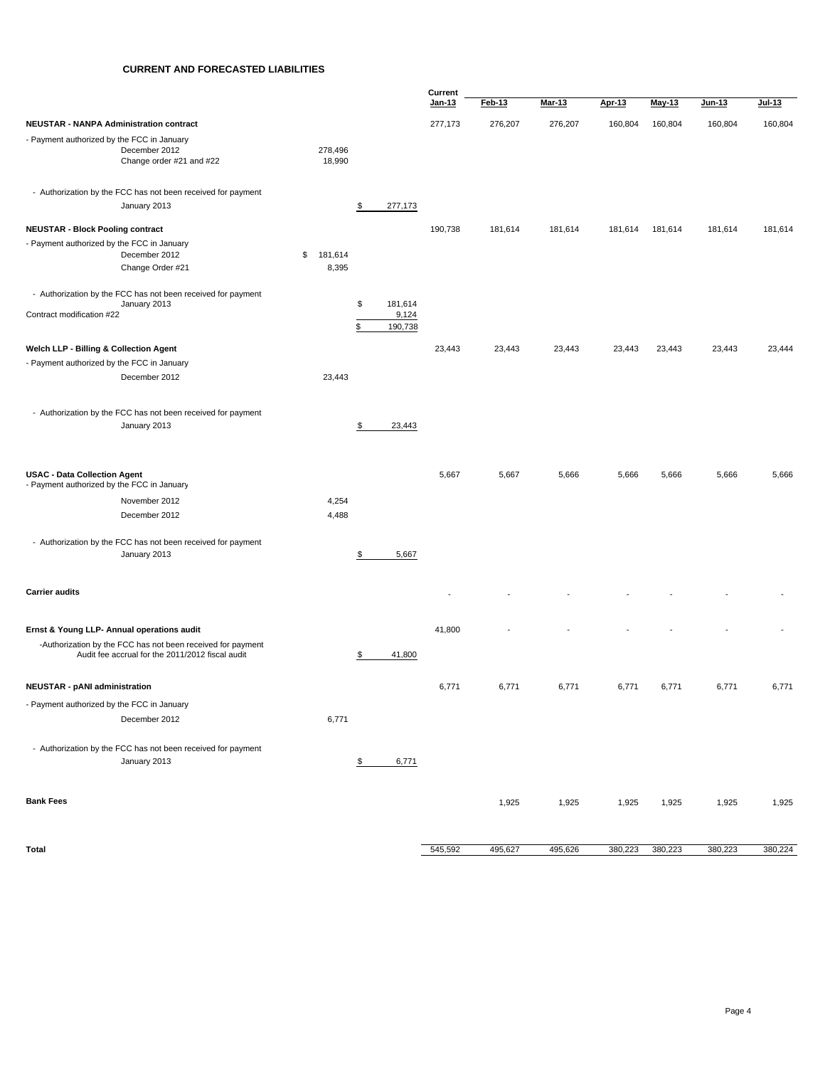## CURRENT AND FORECASTED LIABILITIES

| | | | Current Jan-13 | Feb-13 | Mar-13 | Apr-13 | May-13 | Jun-13 | Jul-13 |
|---|---|---|---|---|---|---|---|---|---|
| **NEUSTAR - NANPA Administration contract** | | | 277,173 | 276,207 | 276,207 | 160,804 | 160,804 | 160,804 | 160,804 |
| - Payment authorized by the FCC in January | | | | | | | | | |
| December 2012 | 278,496 | | | | | | | | |
| Change order #21 and #22 | 18,990 | | | | | | | | |
| - Authorization by the FCC has not been received for payment | | | | | | | | | |
| January 2013 | | $ 277,173 | | | | | | | |
| **NEUSTAR - Block Pooling contract** | | | 190,738 | 181,614 | 181,614 | 181,614 | 181,614 | 181,614 | 181,614 |
| - Payment authorized by the FCC in January | | | | | | | | | |
| December 2012 | $ 181,614 | | | | | | | | |
| Change Order #21 | 8,395 | | | | | | | | |
| - Authorization by the FCC has not been received for payment | | | | | | | | | |
| January 2013 | | $ 181,614 | | | | | | | |
| Contract modification #22 | | 9,124 | | | | | | | |
| | | $ 190,738 | | | | | | | |
| **Welch LLP - Billing & Collection Agent** | | | 23,443 | 23,443 | 23,443 | 23,443 | 23,443 | 23,443 | 23,444 |
| - Payment authorized by the FCC in January | | | | | | | | | |
| December 2012 | 23,443 | | | | | | | | |
| - Authorization by the FCC has not been received for payment | | | | | | | | | |
| January 2013 | | $ 23,443 | | | | | | | |
| **USAC - Data Collection Agent** | | | 5,667 | 5,667 | 5,666 | 5,666 | 5,666 | 5,666 | 5,666 |
| - Payment authorized by the FCC in January | | | | | | | | | |
| November 2012 | 4,254 | | | | | | | | |
| December 2012 | 4,488 | | | | | | | | |
| - Authorization by the FCC has not been received for payment | | | | | | | | | |
| January 2013 | | $ 5,667 | | | | | | | |
| **Carrier audits** | | | - | - | - | - | - | - | - |
| **Ernst & Young LLP- Annual operations audit** | | | 41,800 | - | - | - | - | - | - |
| -Authorization by the FCC has not been received for payment Audit fee accrual for the 2011/2012 fiscal audit | | $ 41,800 | | | | | | | |
| **NEUSTAR - pANI administration** | | | 6,771 | 6,771 | 6,771 | 6,771 | 6,771 | 6,771 | 6,771 |
| - Payment authorized by the FCC in January | | | | | | | | | |
| December 2012 | 6,771 | | | | | | | | |
| - Authorization by the FCC has not been received for payment | | | | | | | | | |
| January 2013 | | $ 6,771 | | | | | | | |
| **Bank Fees** | | | | 1,925 | 1,925 | 1,925 | 1,925 | 1,925 | 1,925 |
| **Total** | | | 545,592 | 495,627 | 495,626 | 380,223 | 380,223 | 380,223 | 380,224 |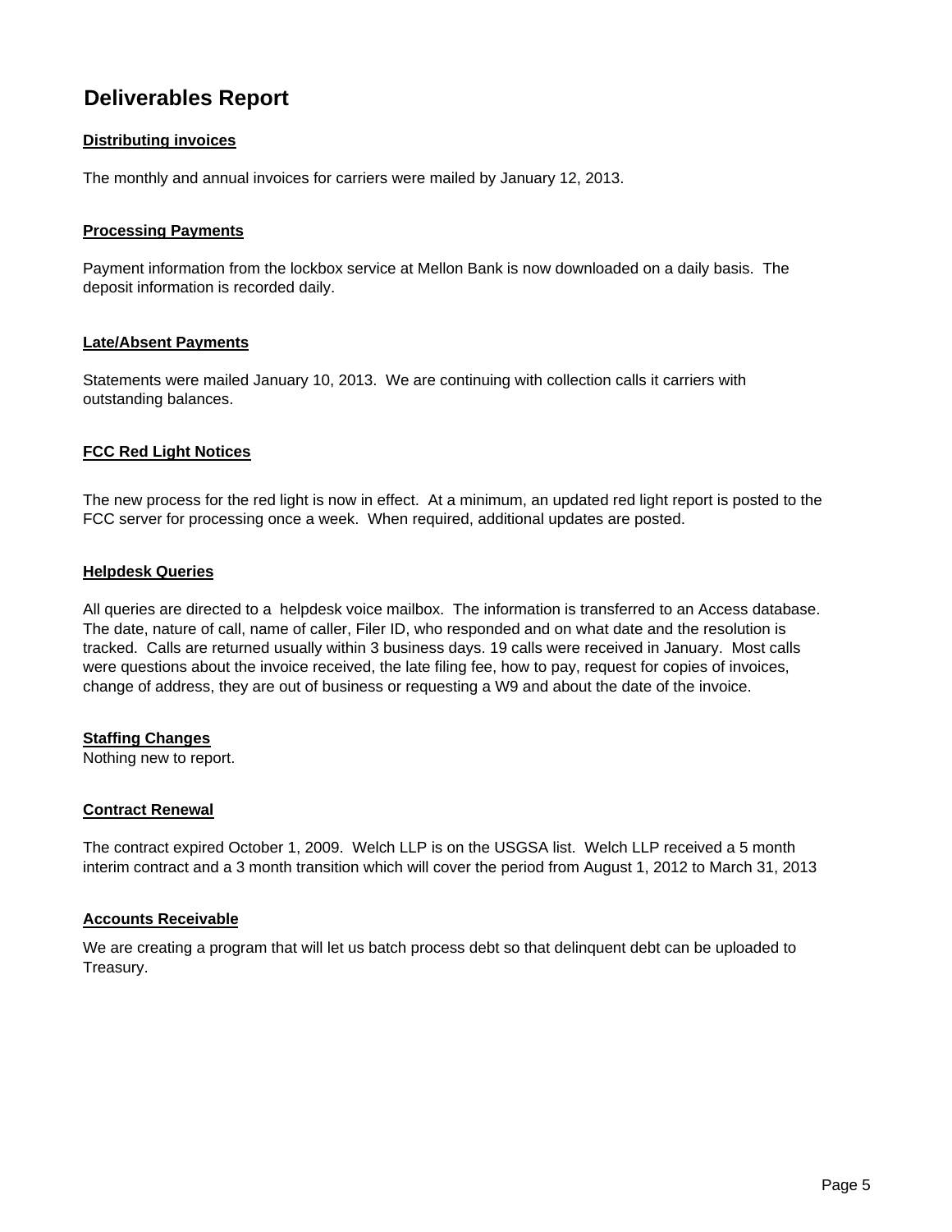# Deliverables Report

**Distributing invoices**

The monthly and annual invoices for carriers were mailed by January 12, 2013.

**Processing Payments**

Payment information from the lockbox service at Mellon Bank is now downloaded on a daily basis. The deposit information is recorded daily.

**Late/Absent Payments**

Statements were mailed January 10, 2013. We are continuing with collection calls it carriers with outstanding balances.

**FCC Red Light Notices**

The new process for the red light is now in effect. At a minimum, an updated red light report is posted to the FCC server for processing once a week. When required, additional updates are posted.

**Helpdesk Queries**

All queries are directed to a helpdesk voice mailbox. The information is transferred to an Access database. The date, nature of call, name of caller, Filer ID, who responded and on what date and the resolution is tracked. Calls are returned usually within 3 business days. 19 calls were received in January. Most calls were questions about the invoice received, the late filing fee, how to pay, request for copies of invoices, change of address, they are out of business or requesting a W9 and about the date of the invoice.

**Staffing Changes**

Nothing new to report.

**Contract Renewal**

The contract expired October 1, 2009. Welch LLP is on the USGSA list. Welch LLP received a 5 month interim contract and a 3 month transition which will cover the period from August 1, 2012 to March 31, 2013

**Accounts Receivable**

We are creating a program that will let us batch process debt so that delinquent debt can be uploaded to Treasury.